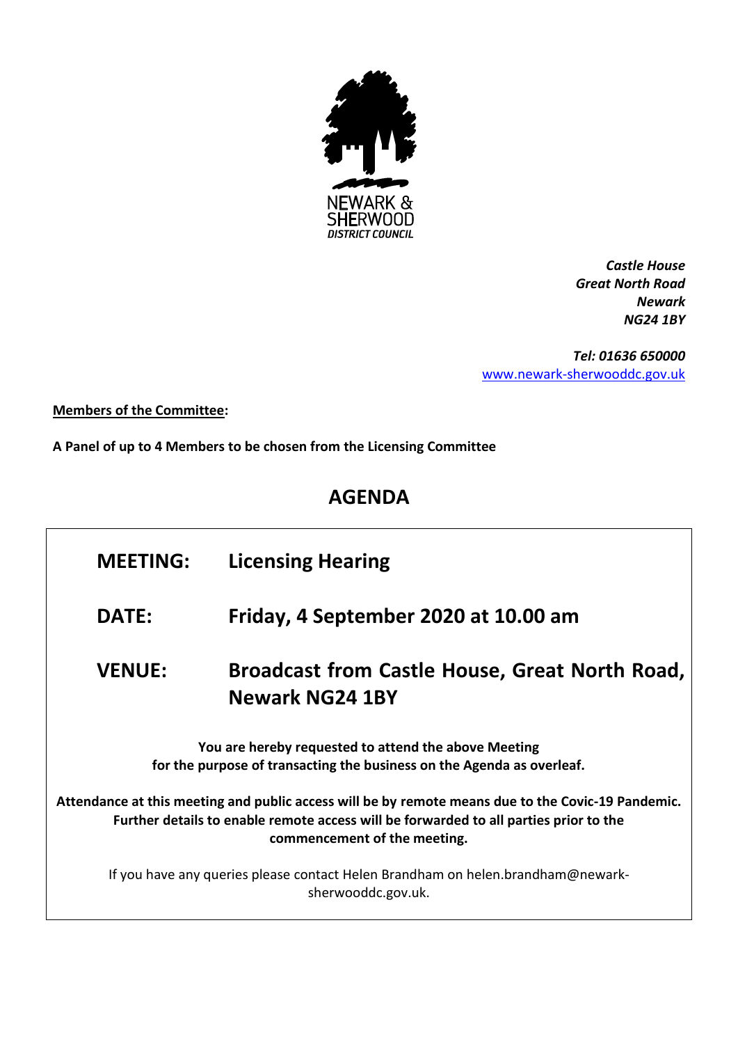NEWARK & SHERWOOD DISTRICT COUNCIL

*Castle House*
*Great North Road*
*Newark*
*NG24 1BY*

*Tel: 01636 650000*
www.newark-sherwooddc.gov.uk

**Members of the Committee:**

**A Panel of up to 4 Members to be chosen from the Licensing Committee**

# AGENDA

| | |
|---|---|
| **MEETING:** | **Licensing Hearing** |
| **DATE:** | **Friday, 4 September 2020 at 10.00 am** |
| **VENUE:** | **Broadcast from Castle House, Great North Road, Newark NG24 1BY** |

**You are hereby requested to attend the above Meeting for the purpose of transacting the business on the Agenda as overleaf.**

**Attendance at this meeting and public access will be by remote means due to the Covic-19 Pandemic. Further details to enable remote access will be forwarded to all parties prior to the commencement of the meeting.**

If you have any queries please contact Helen Brandham on helen.brandham@newark-sherwooddc.gov.uk.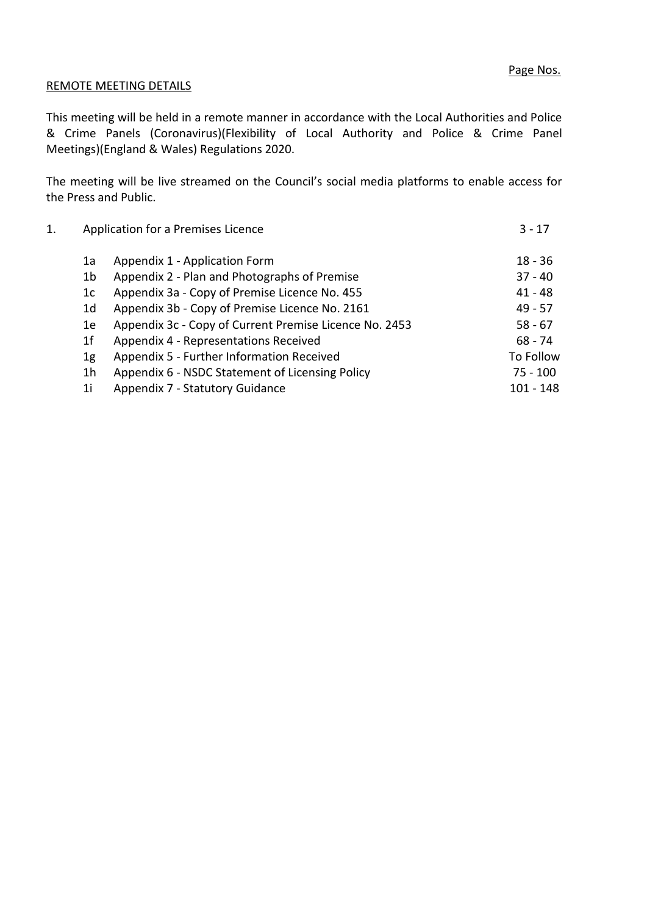Page Nos.

REMOTE MEETING DETAILS

This meeting will be held in a remote manner in accordance with the Local Authorities and Police & Crime Panels (Coronavirus)(Flexibility of Local Authority and Police & Crime Panel Meetings)(England & Wales) Regulations 2020.

The meeting will be live streamed on the Council's social media platforms to enable access for the Press and Public.

| | | | |
|---|---|---|---|
| 1. | Application for a Premises Licence | | 3 - 17 |
| | 1a | Appendix 1 - Application Form | 18 - 36 |
| | 1b | Appendix 2 - Plan and Photographs of Premise | 37 - 40 |
| | 1c | Appendix 3a - Copy of Premise Licence No. 455 | 41 - 48 |
| | 1d | Appendix 3b - Copy of Premise Licence No. 2161 | 49 - 57 |
| | 1e | Appendix 3c - Copy of Current Premise Licence No. 2453 | 58 - 67 |
| | 1f | Appendix 4 - Representations Received | 68 - 74 |
| | 1g | Appendix 5 - Further Information Received | To Follow |
| | 1h | Appendix 6 - NSDC Statement of Licensing Policy | 75 - 100 |
| | 1i | Appendix 7 - Statutory Guidance | 101 - 148 |